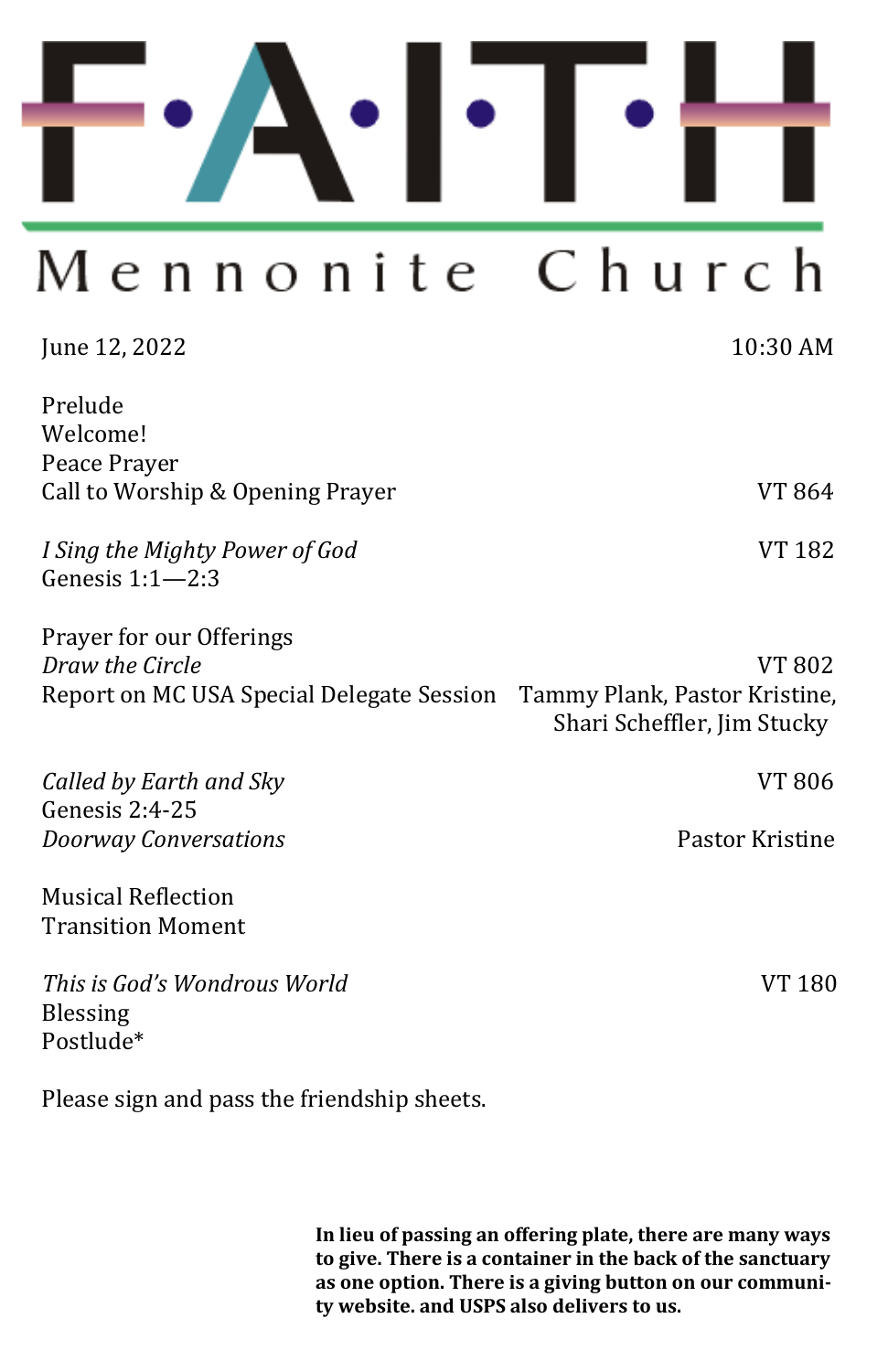# F·A·I·T·H

## Mennonite Church

June 12, 2022 | 10:30 AM

Prelude
Welcome!
Peace Prayer
Call to Worship & Opening Prayer — VT 864

*I Sing the Mighty Power of God* — VT 182
Genesis 1:1—2:3

Prayer for our Offerings
*Draw the Circle* — VT 802
Report on MC USA Special Delegate Session — Tammy Plank, Pastor Kristine, Shari Scheffler, Jim Stucky

*Called by Earth and Sky* — VT 806
Genesis 2:4-25
*Doorway Conversations* — Pastor Kristine

Musical Reflection
Transition Moment

*This is God's Wondrous World* — VT 180
Blessing
Postlude*

Please sign and pass the friendship sheets.

**In lieu of passing an offering plate, there are many ways to give. There is a container in the back of the sanctuary as one option. There is a giving button on our community website. and USPS also delivers to us.**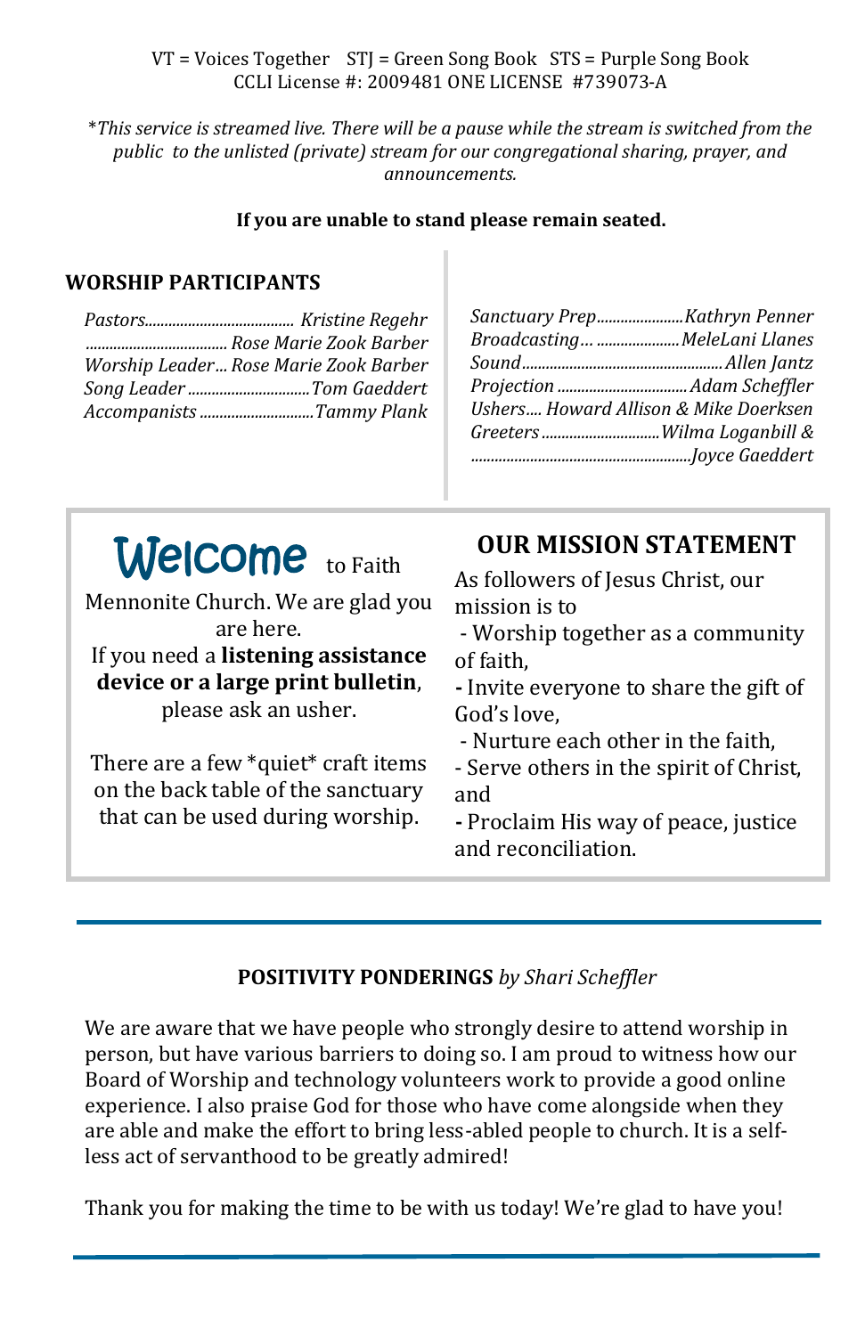VT = Voices Together  STJ = Green Song Book  STS = Purple Song Book
CCLI License #: 2009481 ONE LICENSE #739073-A

*This service is streamed live. There will be a pause while the stream is switched from the public to the unlisted (private) stream for our congregational sharing, prayer, and announcements.*

**If you are unable to stand please remain seated.**

## WORSHIP PARTICIPANTS

*Pastors*...................................... *Kristine Regehr*
.................................... *Rose Marie Zook Barber*
*Worship Leader*... *Rose Marie Zook Barber*
*Song Leader* ............................... *Tom Gaeddert*
*Accompanists* ............................. *Tammy Plank*

*Sanctuary Prep*...................... *Kathryn Penner*
*Broadcasting*... ..................... *MeleLani Llanes*
*Sound*.................................................. *Allen Jantz*
*Projection* ................................ *Adam Scheffler*
*Ushers*.... *Howard Allison & Mike Doerksen*
*Greeters* .............................. *Wilma Loganbill &*
........................................................ *Joyce Gaeddert*

## Welcome to Faith Mennonite Church.

We are glad you are here.

If you need a **listening assistance device or a large print bulletin**, please ask an usher.

There are a few *quiet* craft items on the back table of the sanctuary that can be used during worship.

## OUR MISSION STATEMENT

As followers of Jesus Christ, our mission is to

- Worship together as a community of faith,
- Invite everyone to share the gift of God's love,
- Nurture each other in the faith,
- Serve others in the spirit of Christ, and
- Proclaim His way of peace, justice and reconciliation.

---

**POSITIVITY PONDERINGS** *by Shari Scheffler*

We are aware that we have people who strongly desire to attend worship in person, but have various barriers to doing so. I am proud to witness how our Board of Worship and technology volunteers work to provide a good online experience. I also praise God for those who have come alongside when they are able and make the effort to bring less-abled people to church. It is a self-less act of servanthood to be greatly admired!

Thank you for making the time to be with us today! We're glad to have you!

---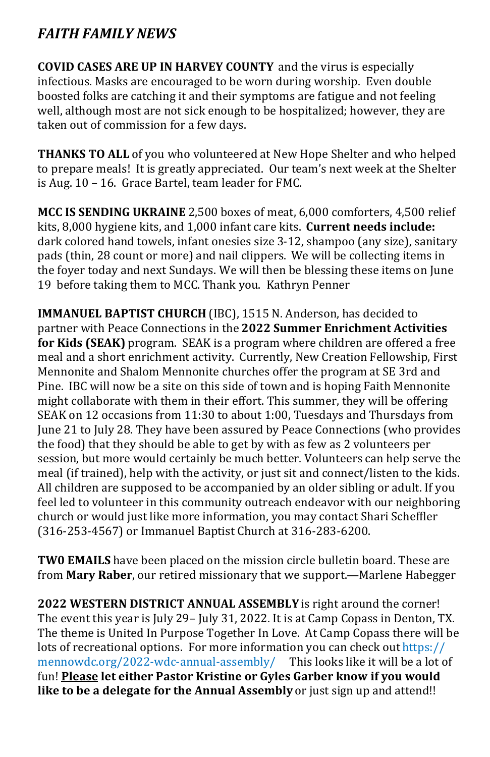## *FAITH FAMILY NEWS*

**COVID CASES ARE UP IN HARVEY COUNTY** and the virus is especially infectious. Masks are encouraged to be worn during worship. Even double boosted folks are catching it and their symptoms are fatigue and not feeling well, although most are not sick enough to be hospitalized; however, they are taken out of commission for a few days.

**THANKS TO ALL** of you who volunteered at New Hope Shelter and who helped to prepare meals! It is greatly appreciated. Our team's next week at the Shelter is Aug. 10 – 16. Grace Bartel, team leader for FMC.

**MCC IS SENDING UKRAINE** 2,500 boxes of meat, 6,000 comforters, 4,500 relief kits, 8,000 hygiene kits, and 1,000 infant care kits. **Current needs include:** dark colored hand towels, infant onesies size 3-12, shampoo (any size), sanitary pads (thin, 28 count or more) and nail clippers. We will be collecting items in the foyer today and next Sundays. We will then be blessing these items on June 19 before taking them to MCC. Thank you. Kathryn Penner

**IMMANUEL BAPTIST CHURCH** (IBC), 1515 N. Anderson, has decided to partner with Peace Connections in the **2022 Summer Enrichment Activities for Kids (SEAK)** program. SEAK is a program where children are offered a free meal and a short enrichment activity. Currently, New Creation Fellowship, First Mennonite and Shalom Mennonite churches offer the program at SE 3rd and Pine. IBC will now be a site on this side of town and is hoping Faith Mennonite might collaborate with them in their effort. This summer, they will be offering SEAK on 12 occasions from 11:30 to about 1:00, Tuesdays and Thursdays from June 21 to July 28. They have been assured by Peace Connections (who provides the food) that they should be able to get by with as few as 2 volunteers per session, but more would certainly be much better. Volunteers can help serve the meal (if trained), help with the activity, or just sit and connect/listen to the kids. All children are supposed to be accompanied by an older sibling or adult. If you feel led to volunteer in this community outreach endeavor with our neighboring church or would just like more information, you may contact Shari Scheffler (316-253-4567) or Immanuel Baptist Church at 316-283-6200.

**TW0 EMAILS** have been placed on the mission circle bulletin board. These are from **Mary Raber**, our retired missionary that we support.—Marlene Habegger

**2022 WESTERN DISTRICT ANNUAL ASSEMBLY** is right around the corner! The event this year is July 29– July 31, 2022. It is at Camp Copass in Denton, TX. The theme is United In Purpose Together In Love. At Camp Copass there will be lots of recreational options. For more information you can check out https://mennowdc.org/2022-wdc-annual-assembly/ This looks like it will be a lot of fun! **<u>Please</u> let either Pastor Kristine or Gyles Garber know if you would like to be a delegate for the Annual Assembly** or just sign up and attend!!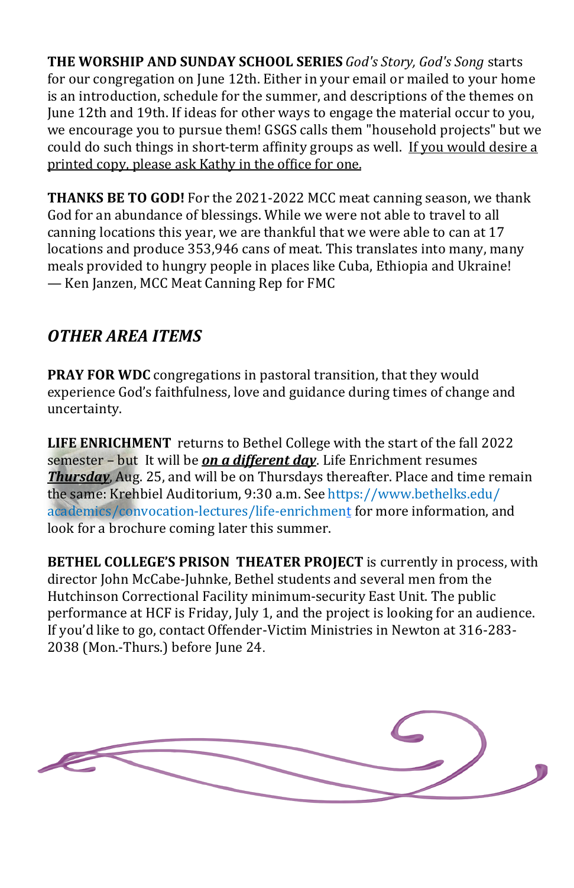**THE WORSHIP AND SUNDAY SCHOOL SERIES** *God's Story, God's Song* starts for our congregation on June 12th. Either in your email or mailed to your home is an introduction, schedule for the summer, and descriptions of the themes on June 12th and 19th. If ideas for other ways to engage the material occur to you, we encourage you to pursue them! GSGS calls them "household projects" but we could do such things in short-term affinity groups as well. If you would desire a printed copy, please ask Kathy in the office for one.

**THANKS BE TO GOD!** For the 2021-2022 MCC meat canning season, we thank God for an abundance of blessings. While we were not able to travel to all canning locations this year, we are thankful that we were able to can at 17 locations and produce 353,946 cans of meat. This translates into many, many meals provided to hungry people in places like Cuba, Ethiopia and Ukraine!
— Ken Janzen, MCC Meat Canning Rep for FMC

## *OTHER AREA ITEMS*

**PRAY FOR WDC** congregations in pastoral transition, that they would experience God's faithfulness, love and guidance during times of change and uncertainty.

**LIFE ENRICHMENT** returns to Bethel College with the start of the fall 2022 semester – but It will be ***on a different day***. Life Enrichment resumes ***Thursday***, Aug. 25, and will be on Thursdays thereafter. Place and time remain the same: Krehbiel Auditorium, 9:30 a.m. See https://www.bethelks.edu/academics/convocation-lectures/life-enrichment for more information, and look for a brochure coming later this summer.

**BETHEL COLLEGE'S PRISON THEATER PROJECT** is currently in process, with director John McCabe-Juhnke, Bethel students and several men from the Hutchinson Correctional Facility minimum-security East Unit. The public performance at HCF is Friday, July 1, and the project is looking for an audience. If you'd like to go, contact Offender-Victim Ministries in Newton at 316-283-2038 (Mon.-Thurs.) before June 24.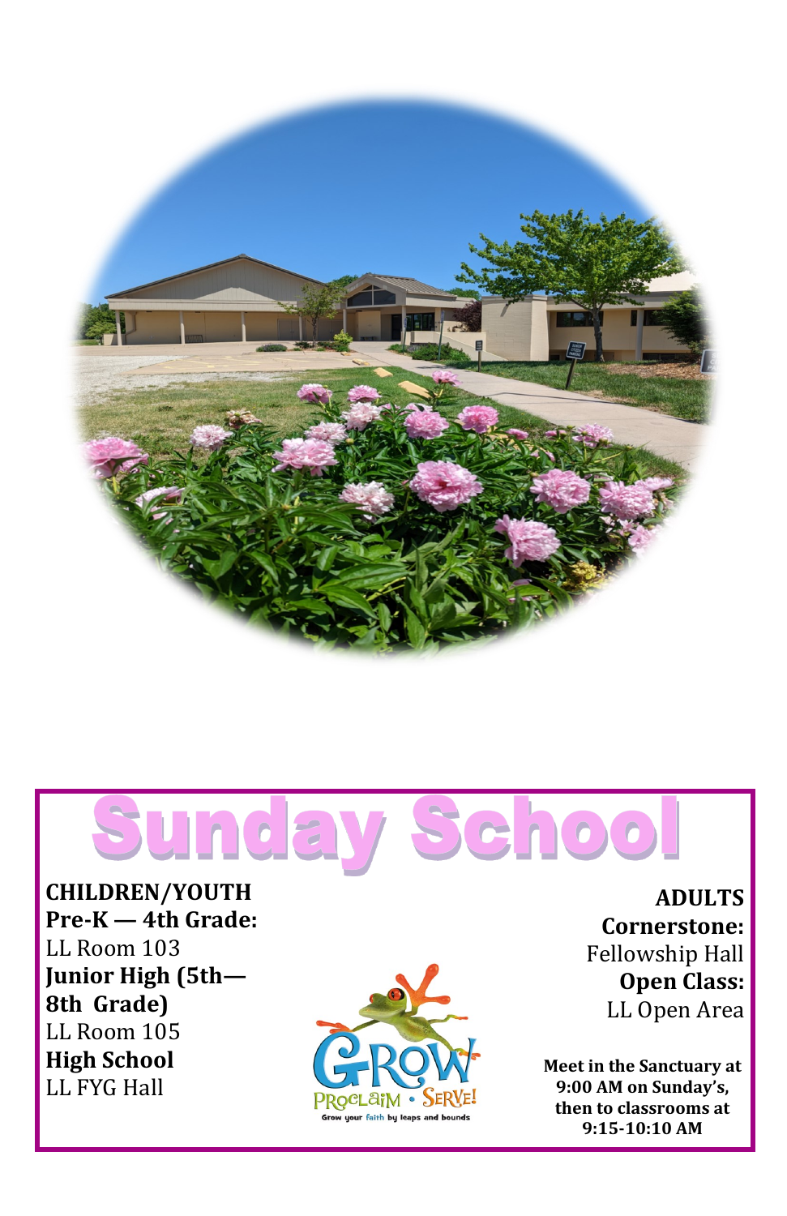# Sunday School

**CHILDREN/YOUTH**

**Pre-K — 4th Grade:**
LL Room 103

**Junior High (5th—8th Grade)**
LL Room 105

**High School**
LL FYG Hall

**ADULTS**

**Cornerstone:**
Fellowship Hall

**Open Class:**
LL Open Area

**Meet in the Sanctuary at 9:00 AM on Sunday's, then to classrooms at 9:15-10:10 AM**

GROW PROCLAIM • SERVE!
Grow your faith by leaps and bounds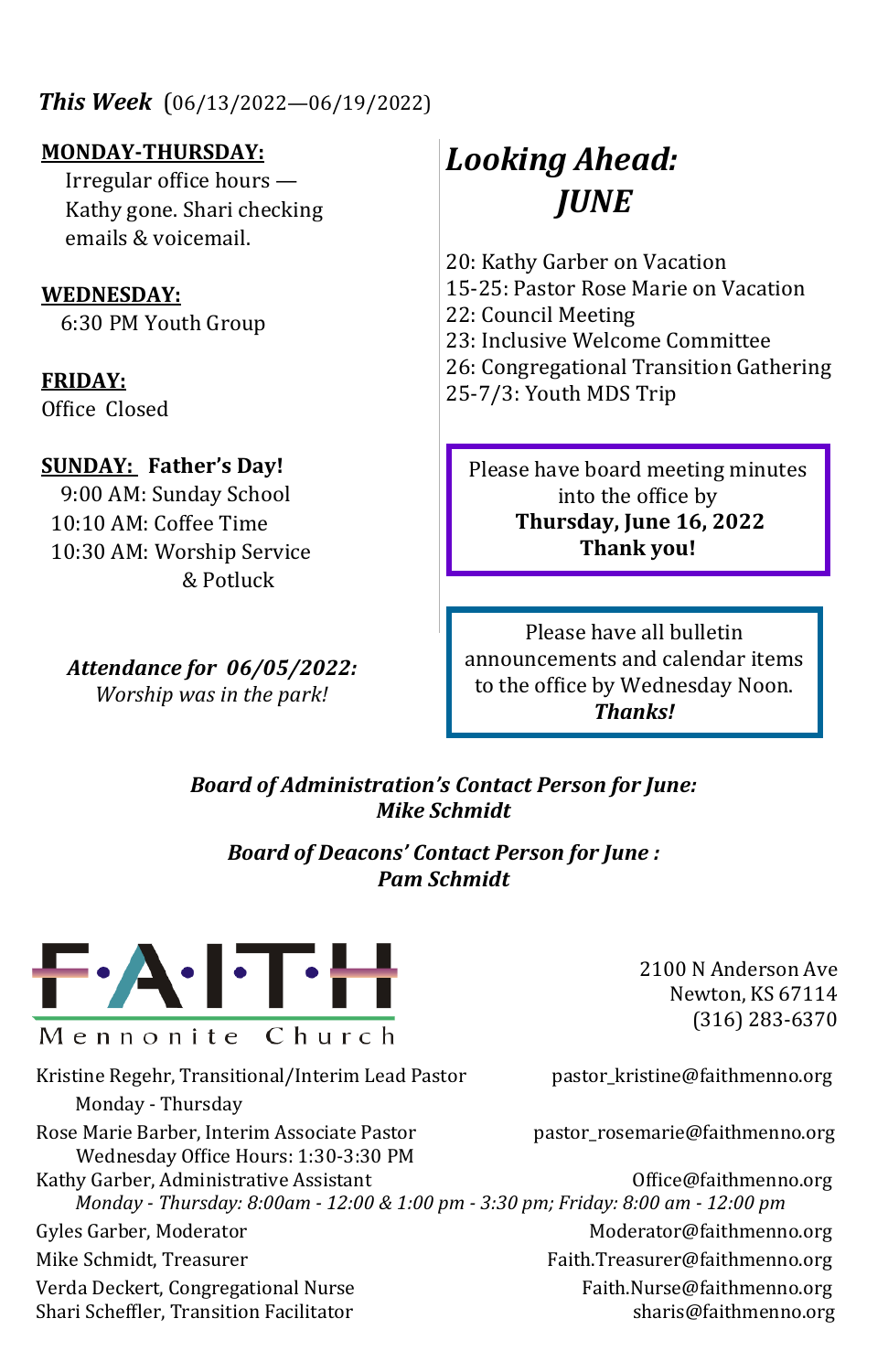*This Week* (06/13/2022—06/19/2022)

**MONDAY-THURSDAY:**
Irregular office hours — Kathy gone. Shari checking emails & voicemail.

**WEDNESDAY:**
6:30 PM Youth Group

**FRIDAY:**
Office Closed

**SUNDAY:** **Father's Day!**
9:00 AM: Sunday School
10:10 AM: Coffee Time
10:30 AM: Worship Service & Potluck

***Attendance for 06/05/2022:***
*Worship was in the park!*

# *Looking Ahead: JUNE*

20: Kathy Garber on Vacation
15-25: Pastor Rose Marie on Vacation
22: Council Meeting
23: Inclusive Welcome Committee
26: Congregational Transition Gathering
25-7/3: Youth MDS Trip

Please have board meeting minutes into the office by **Thursday, June 16, 2022** **Thank you!**

Please have all bulletin announcements and calendar items to the office by Wednesday Noon. ***Thanks!***

***Board of Administration's Contact Person for June: Mike Schmidt***

***Board of Deacons' Contact Person for June : Pam Schmidt***

FAITH Mennonite Church

2100 N Anderson Ave
Newton, KS 67114
(316) 283-6370

Kristine Regehr, Transitional/Interim Lead Pastor — pastor_kristine@faithmenno.org
Monday - Thursday

Rose Marie Barber, Interim Associate Pastor — pastor_rosemarie@faithmenno.org
Wednesday Office Hours: 1:30-3:30 PM

Kathy Garber, Administrative Assistant — Office@faithmenno.org
*Monday - Thursday: 8:00am - 12:00 & 1:00 pm - 3:30 pm; Friday: 8:00 am - 12:00 pm*

Gyles Garber, Moderator — Moderator@faithmenno.org

Mike Schmidt, Treasurer — Faith.Treasurer@faithmenno.org

Verda Deckert, Congregational Nurse — Faith.Nurse@faithmenno.org

Shari Scheffler, Transition Facilitator — sharis@faithmenno.org